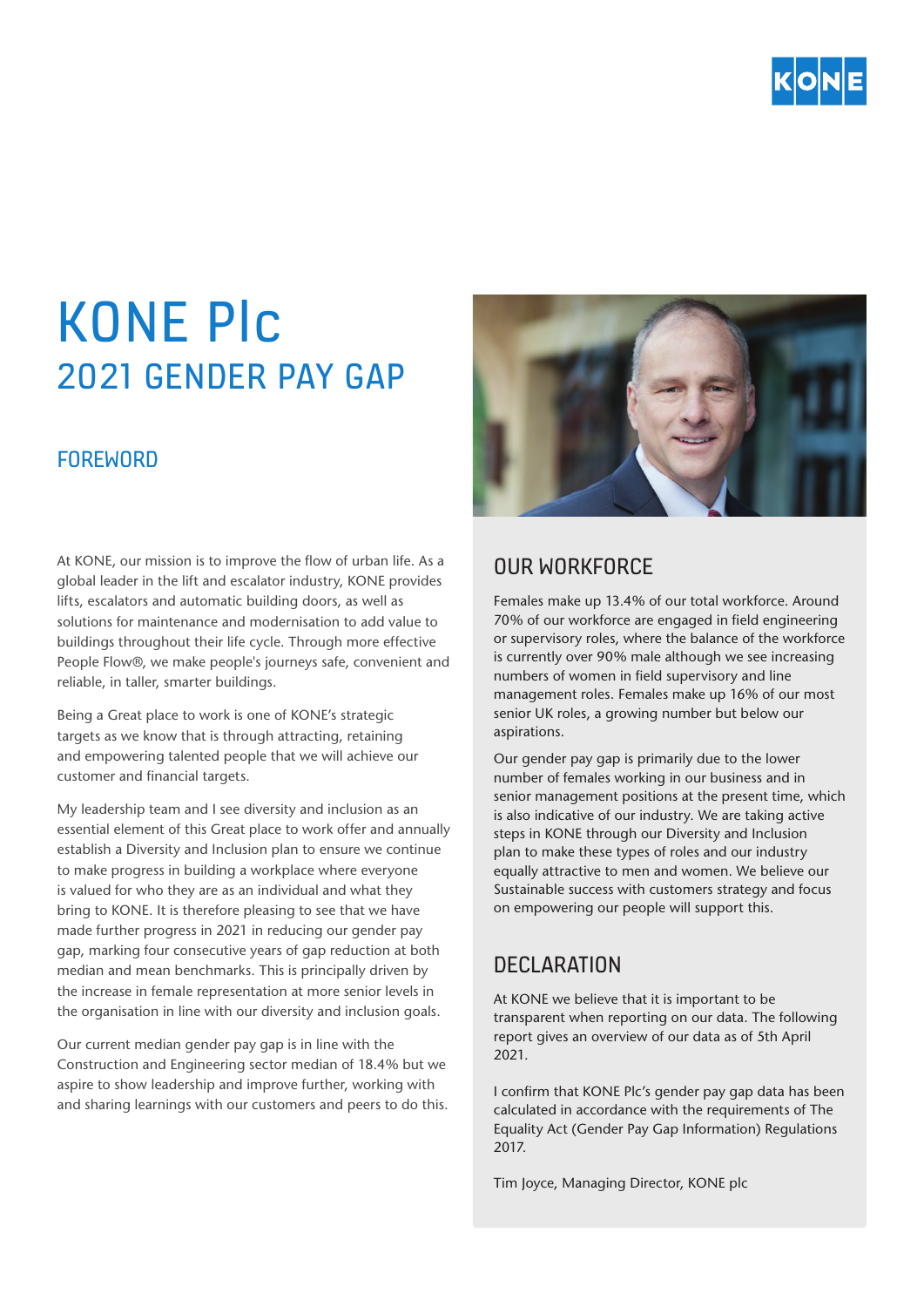# KONE Plc

## 2021 GENDER PAY GAP

### FOREWORD

At KONE, our mission is to improve the flow of urban life. As a global leader in the lift and escalator industry, KONE provides lifts, escalators and automatic building doors, as well as solutions for maintenance and modernisation to add value to buildings throughout their life cycle. Through more effective People Flow®, we make people's journeys safe, convenient and reliable, in taller, smarter buildings.

Being a Great place to work is one of KONE's strategic targets as we know that is through attracting, retaining and empowering talented people that we will achieve our customer and financial targets.

My leadership team and I see diversity and inclusion as an essential element of this Great place to work offer and annually establish a Diversity and Inclusion plan to ensure we continue to make progress in building a workplace where everyone is valued for who they are as an individual and what they bring to KONE. It is therefore pleasing to see that we have made further progress in 2021 in reducing our gender pay gap, marking four consecutive years of gap reduction at both median and mean benchmarks. This is principally driven by the increase in female representation at more senior levels in the organisation in line with our diversity and inclusion goals.

Our current median gender pay gap is in line with the Construction and Engineering sector median of 18.4% but we aspire to show leadership and improve further, working with and sharing learnings with our customers and peers to do this.

### OUR WORKFORCE

Females make up 13.4% of our total workforce. Around 70% of our workforce are engaged in field engineering or supervisory roles, where the balance of the workforce is currently over 90% male although we see increasing numbers of women in field supervisory and line management roles. Females make up 16% of our most senior UK roles, a growing number but below our aspirations.

Our gender pay gap is primarily due to the lower number of females working in our business and in senior management positions at the present time, which is also indicative of our industry. We are taking active steps in KONE through our Diversity and Inclusion plan to make these types of roles and our industry equally attractive to men and women. We believe our Sustainable success with customers strategy and focus on empowering our people will support this.

### DECLARATION

At KONE we believe that it is important to be transparent when reporting on our data. The following report gives an overview of our data as of 5th April 2021.

I confirm that KONE Plc's gender pay gap data has been calculated in accordance with the requirements of The Equality Act (Gender Pay Gap Information) Regulations 2017.

Tim Joyce, Managing Director, KONE plc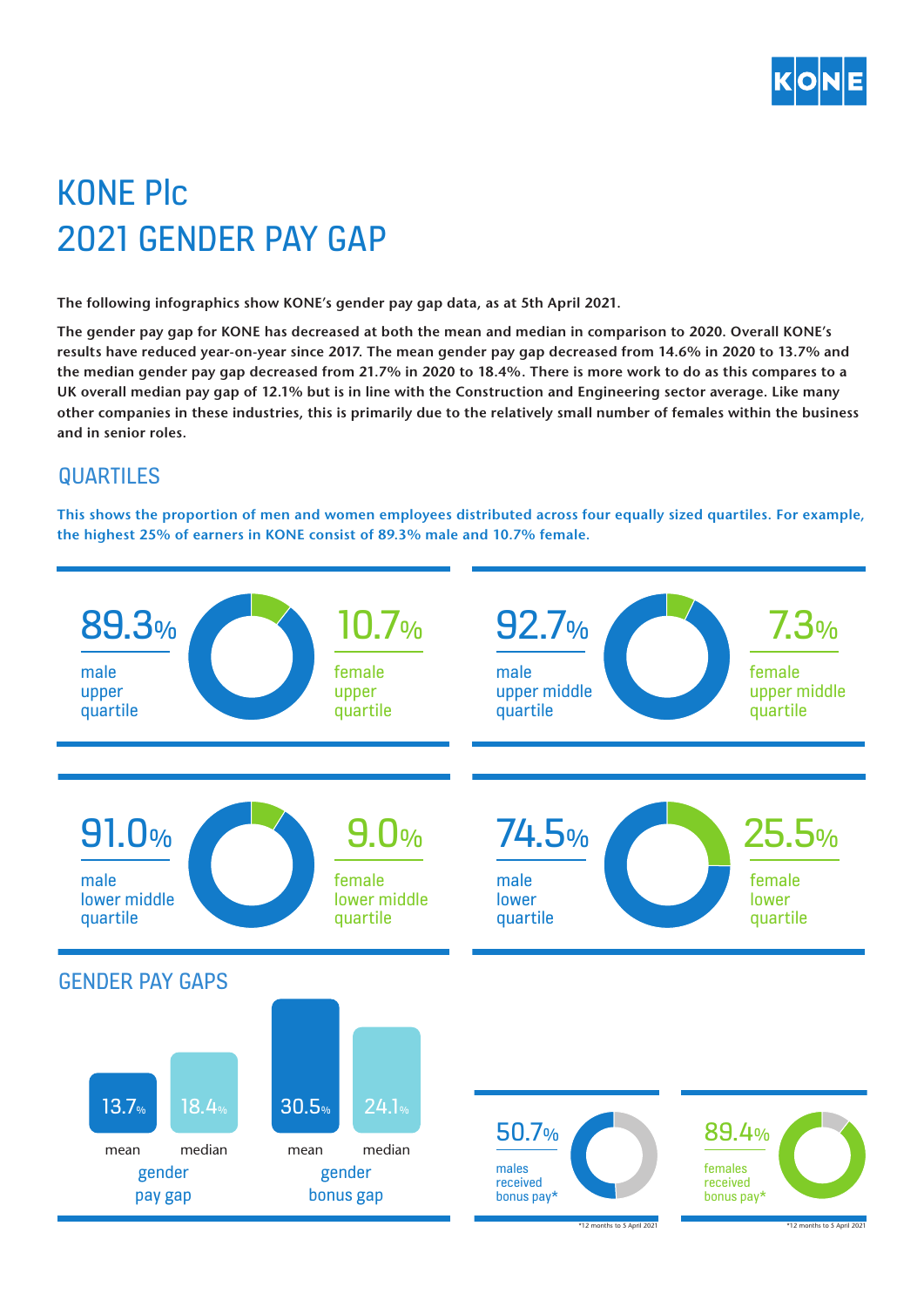# KONE Plc
# 2021 GENDER PAY GAP

**The following infographics show KONE's gender pay gap data, as at 5th April 2021.**

**The gender pay gap for KONE has decreased at both the mean and median in comparison to 2020. Overall KONE's results have reduced year-on-year since 2017. The mean gender pay gap decreased from 14.6% in 2020 to 13.7% and the median gender pay gap decreased from 21.7% in 2020 to 18.4%. There is more work to do as this compares to a UK overall median pay gap of 12.1% but is in line with the Construction and Engineering sector average. Like many other companies in these industries, this is primarily due to the relatively small number of females within the business and in senior roles.**

## QUARTILES

**This shows the proportion of men and women employees distributed across four equally sized quartiles. For example, the highest 25% of earners in KONE consist of 89.3% male and 10.7% female.**

| Quartile | Male | Female |
|---|---|---|
| Upper quartile | 89.3% | 10.7% |
| Upper middle quartile | 92.7% | 7.3% |
| Lower middle quartile | 91.0% | 9.0% |
| Lower quartile | 74.5% | 25.5% |

## GENDER PAY GAPS

| | Mean | Median |
|---|---|---|
| Gender pay gap | 13.7% | 18.4% |
| Gender bonus gap | 30.5% | 24.1% |

50.7% males received bonus pay*

89.4% females received bonus pay*

*12 months to 5 April 2021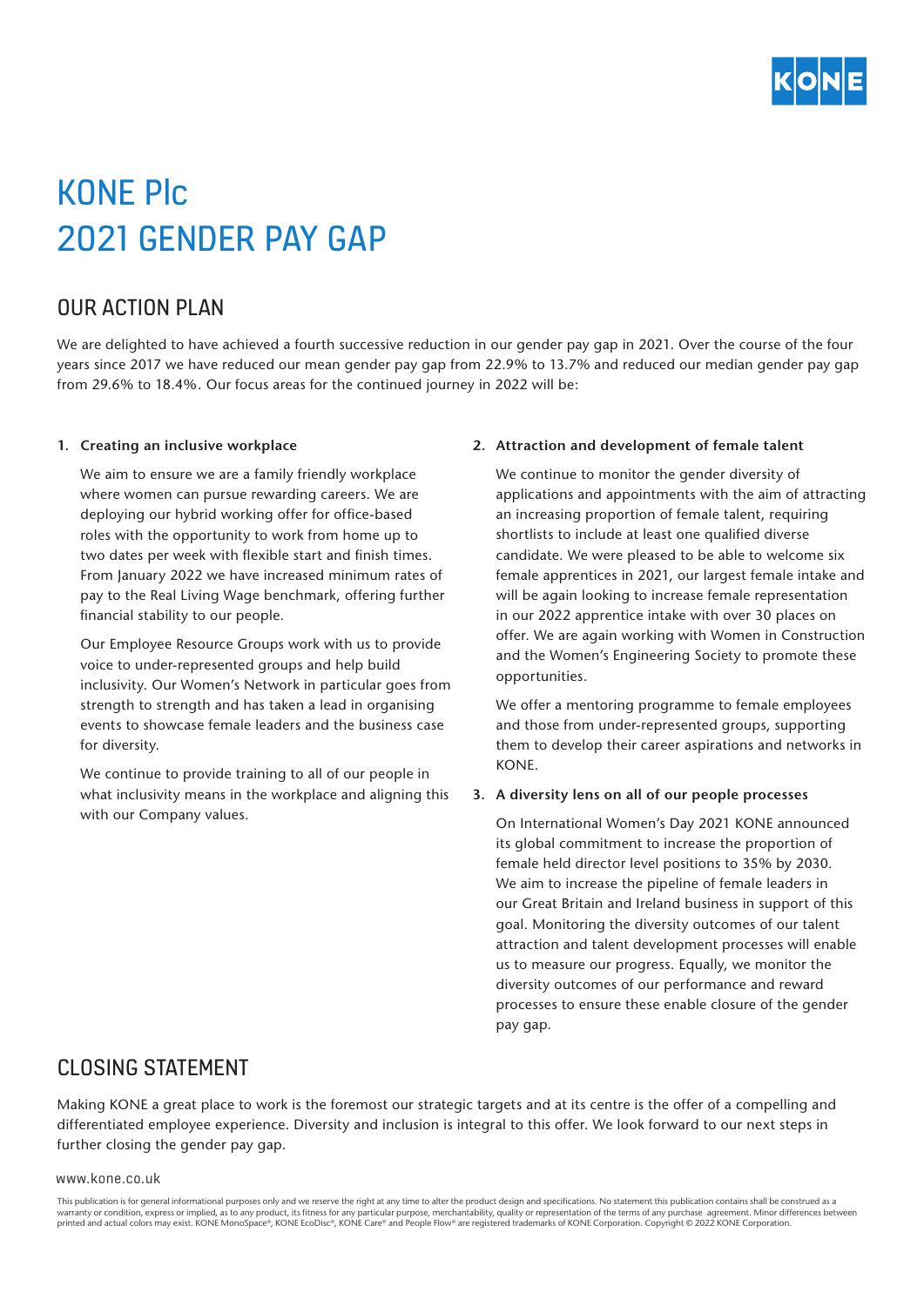# KONE Plc
# 2021 GENDER PAY GAP

## OUR ACTION PLAN

We are delighted to have achieved a fourth successive reduction in our gender pay gap in 2021. Over the course of the four years since 2017 we have reduced our mean gender pay gap from 22.9% to 13.7% and reduced our median gender pay gap from 29.6% to 18.4%. Our focus areas for the continued journey in 2022 will be:

1. **Creating an inclusive workplace**

   We aim to ensure we are a family friendly workplace where women can pursue rewarding careers. We are deploying our hybrid working offer for office-based roles with the opportunity to work from home up to two dates per week with flexible start and finish times. From January 2022 we have increased minimum rates of pay to the Real Living Wage benchmark, offering further financial stability to our people.

   Our Employee Resource Groups work with us to provide voice to under-represented groups and help build inclusivity. Our Women's Network in particular goes from strength to strength and has taken a lead in organising events to showcase female leaders and the business case for diversity.

   We continue to provide training to all of our people in what inclusivity means in the workplace and aligning this with our Company values.

2. **Attraction and development of female talent**

   We continue to monitor the gender diversity of applications and appointments with the aim of attracting an increasing proportion of female talent, requiring shortlists to include at least one qualified diverse candidate. We were pleased to be able to welcome six female apprentices in 2021, our largest female intake and will be again looking to increase female representation in our 2022 apprentice intake with over 30 places on offer. We are again working with Women in Construction and the Women's Engineering Society to promote these opportunities.

   We offer a mentoring programme to female employees and those from under-represented groups, supporting them to develop their career aspirations and networks in KONE.

3. **A diversity lens on all of our people processes**

   On International Women's Day 2021 KONE announced its global commitment to increase the proportion of female held director level positions to 35% by 2030. We aim to increase the pipeline of female leaders in our Great Britain and Ireland business in support of this goal. Monitoring the diversity outcomes of our talent attraction and talent development processes will enable us to measure our progress. Equally, we monitor the diversity outcomes of our performance and reward processes to ensure these enable closure of the gender pay gap.

## CLOSING STATEMENT

Making KONE a great place to work is the foremost our strategic targets and at its centre is the offer of a compelling and differentiated employee experience. Diversity and inclusion is integral to this offer. We look forward to our next steps in further closing the gender pay gap.

www.kone.co.uk

This publication is for general informational purposes only and we reserve the right at any time to alter the product design and specifications. No statement this publication contains shall be construed as a warranty or condition, express or implied, as to any product, its fitness for any particular purpose, merchantability, quality or representation of the terms of any purchase agreement. Minor differences between printed and actual colors may exist. KONE MonoSpace®, KONE EcoDisc®, KONE Care® and People Flow® are registered trademarks of KONE Corporation. Copyright © 2022 KONE Corporation.